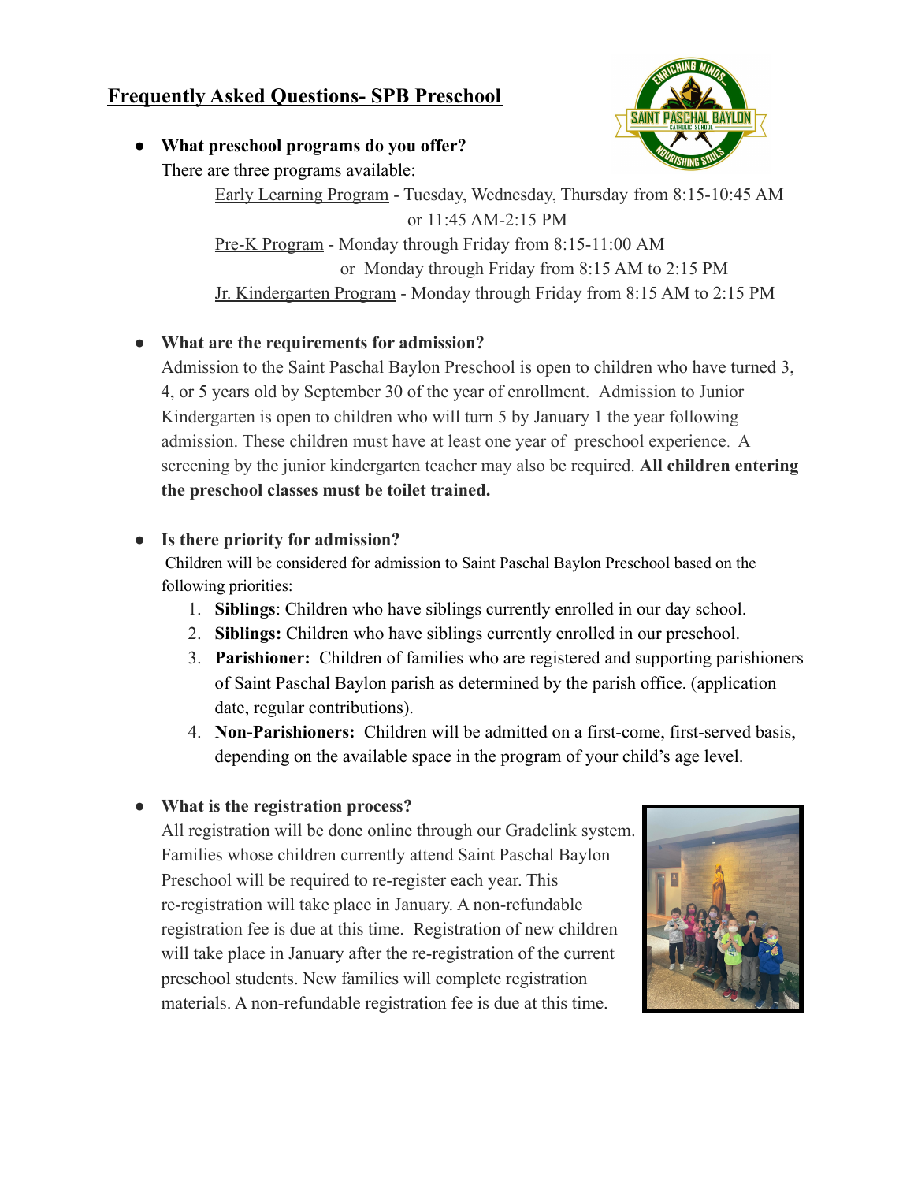# Frequently Asked Questions- SPB Preschool

- **What preschool programs do you offer?**
  There are three programs available:
  Early Learning Program - Tuesday, Wednesday, Thursday from 8:15-10:45 AM or 11:45 AM-2:15 PM
  Pre-K Program - Monday through Friday from 8:15-11:00 AM or Monday through Friday from 8:15 AM to 2:15 PM
  Jr. Kindergarten Program - Monday through Friday from 8:15 AM to 2:15 PM

- **What are the requirements for admission?**
  Admission to the Saint Paschal Baylon Preschool is open to children who have turned 3, 4, or 5 years old by September 30 of the year of enrollment. Admission to Junior Kindergarten is open to children who will turn 5 by January 1 the year following admission. These children must have at least one year of preschool experience. A screening by the junior kindergarten teacher may also be required. **All children entering the preschool classes must be toilet trained.**

- **Is there priority for admission?**
  Children will be considered for admission to Saint Paschal Baylon Preschool based on the following priorities:
  1. **Siblings**: Children who have siblings currently enrolled in our day school.
  2. **Siblings:** Children who have siblings currently enrolled in our preschool.
  3. **Parishioner:** Children of families who are registered and supporting parishioners of Saint Paschal Baylon parish as determined by the parish office. (application date, regular contributions).
  4. **Non-Parishioners:** Children will be admitted on a first-come, first-served basis, depending on the available space in the program of your child's age level.

- **What is the registration process?**
  All registration will be done online through our Gradelink system. Families whose children currently attend Saint Paschal Baylon Preschool will be required to re-register each year. This re-registration will take place in January. A non-refundable registration fee is due at this time. Registration of new children will take place in January after the re-registration of the current preschool students. New families will complete registration materials. A non-refundable registration fee is due at this time.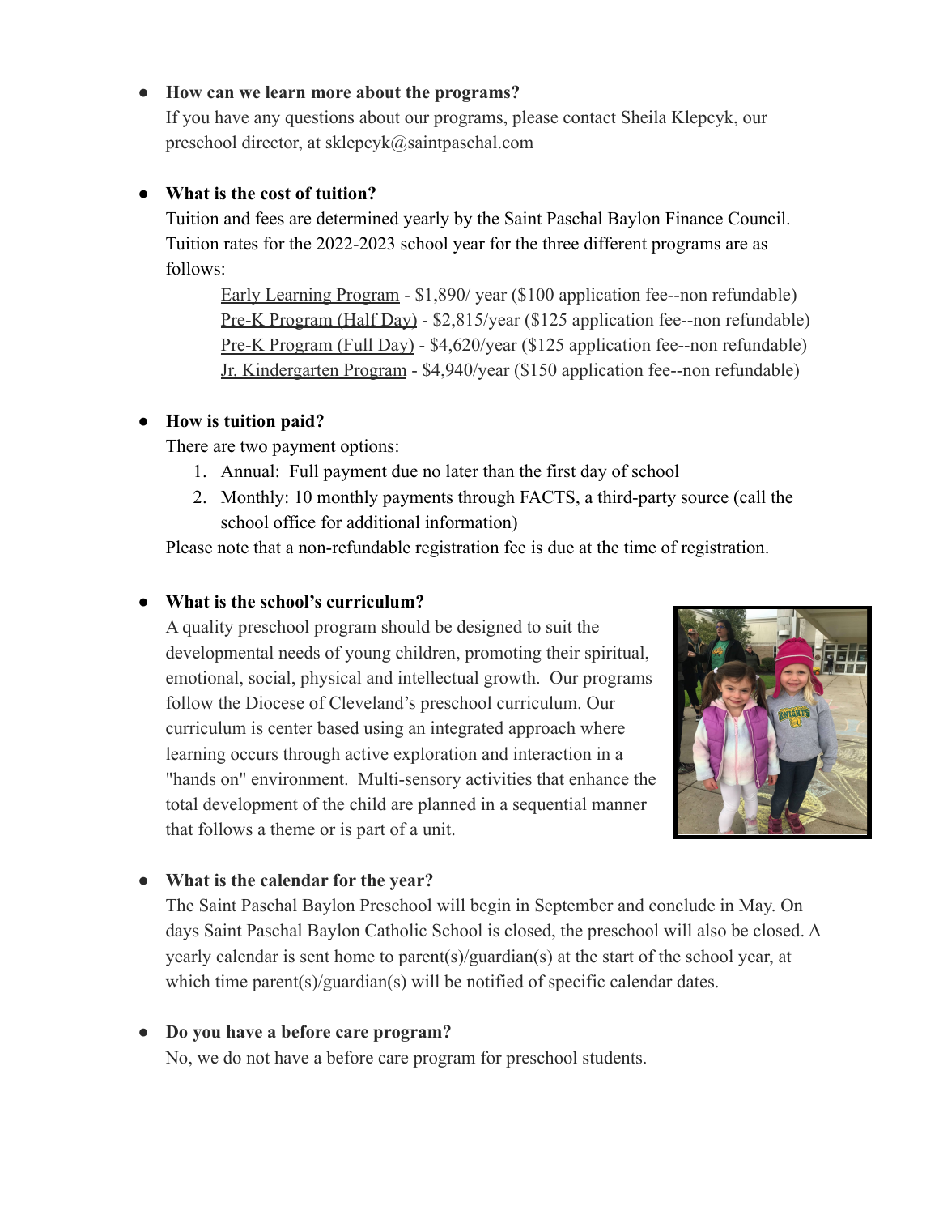- **How can we learn more about the programs?**
  If you have any questions about our programs, please contact Sheila Klepcyk, our preschool director, at sklepcyk@saintpaschal.com

- **What is the cost of tuition?**
  Tuition and fees are determined yearly by the Saint Paschal Baylon Finance Council. Tuition rates for the 2022-2023 school year for the three different programs are as follows:

  Early Learning Program - $1,890/ year ($100 application fee--non refundable)
  Pre-K Program (Half Day) - $2,815/year ($125 application fee--non refundable)
  Pre-K Program (Full Day) - $4,620/year ($125 application fee--non refundable)
  Jr. Kindergarten Program - $4,940/year ($150 application fee--non refundable)

- **How is tuition paid?**
  There are two payment options:
  1. Annual: Full payment due no later than the first day of school
  2. Monthly: 10 monthly payments through FACTS, a third-party source (call the school office for additional information)

  Please note that a non-refundable registration fee is due at the time of registration.

- **What is the school's curriculum?**
  A quality preschool program should be designed to suit the developmental needs of young children, promoting their spiritual, emotional, social, physical and intellectual growth. Our programs follow the Diocese of Cleveland's preschool curriculum. Our curriculum is center based using an integrated approach where learning occurs through active exploration and interaction in a "hands on" environment. Multi-sensory activities that enhance the total development of the child are planned in a sequential manner that follows a theme or is part of a unit.

- **What is the calendar for the year?**
  The Saint Paschal Baylon Preschool will begin in September and conclude in May. On days Saint Paschal Baylon Catholic School is closed, the preschool will also be closed. A yearly calendar is sent home to parent(s)/guardian(s) at the start of the school year, at which time parent(s)/guardian(s) will be notified of specific calendar dates.

- **Do you have a before care program?**
  No, we do not have a before care program for preschool students.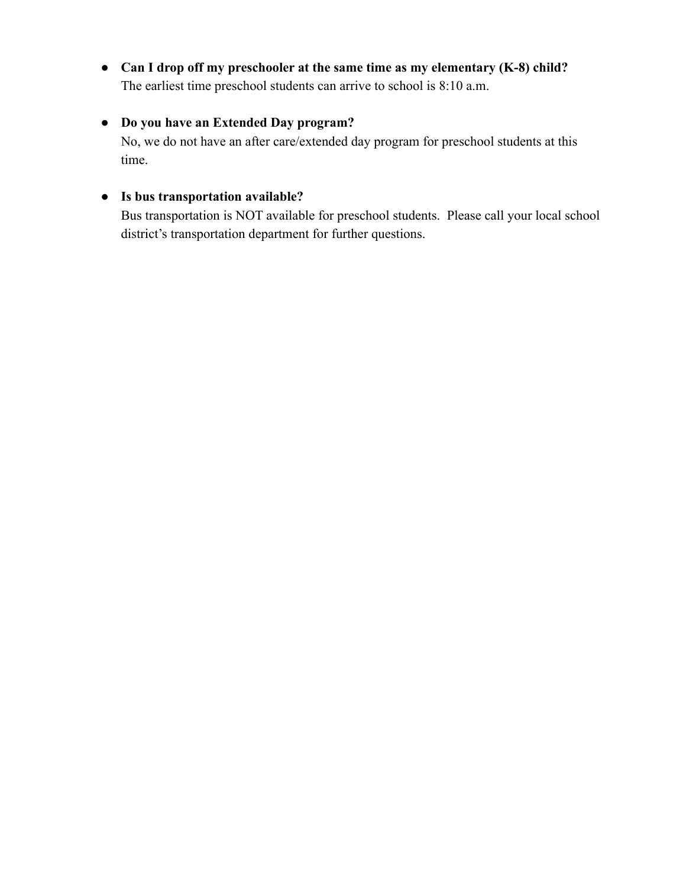- **Can I drop off my preschooler at the same time as my elementary (K-8) child?**
  The earliest time preschool students can arrive to school is 8:10 a.m.

- **Do you have an Extended Day program?**
  No, we do not have an after care/extended day program for preschool students at this time.

- **Is bus transportation available?**
  Bus transportation is NOT available for preschool students. Please call your local school district's transportation department for further questions.